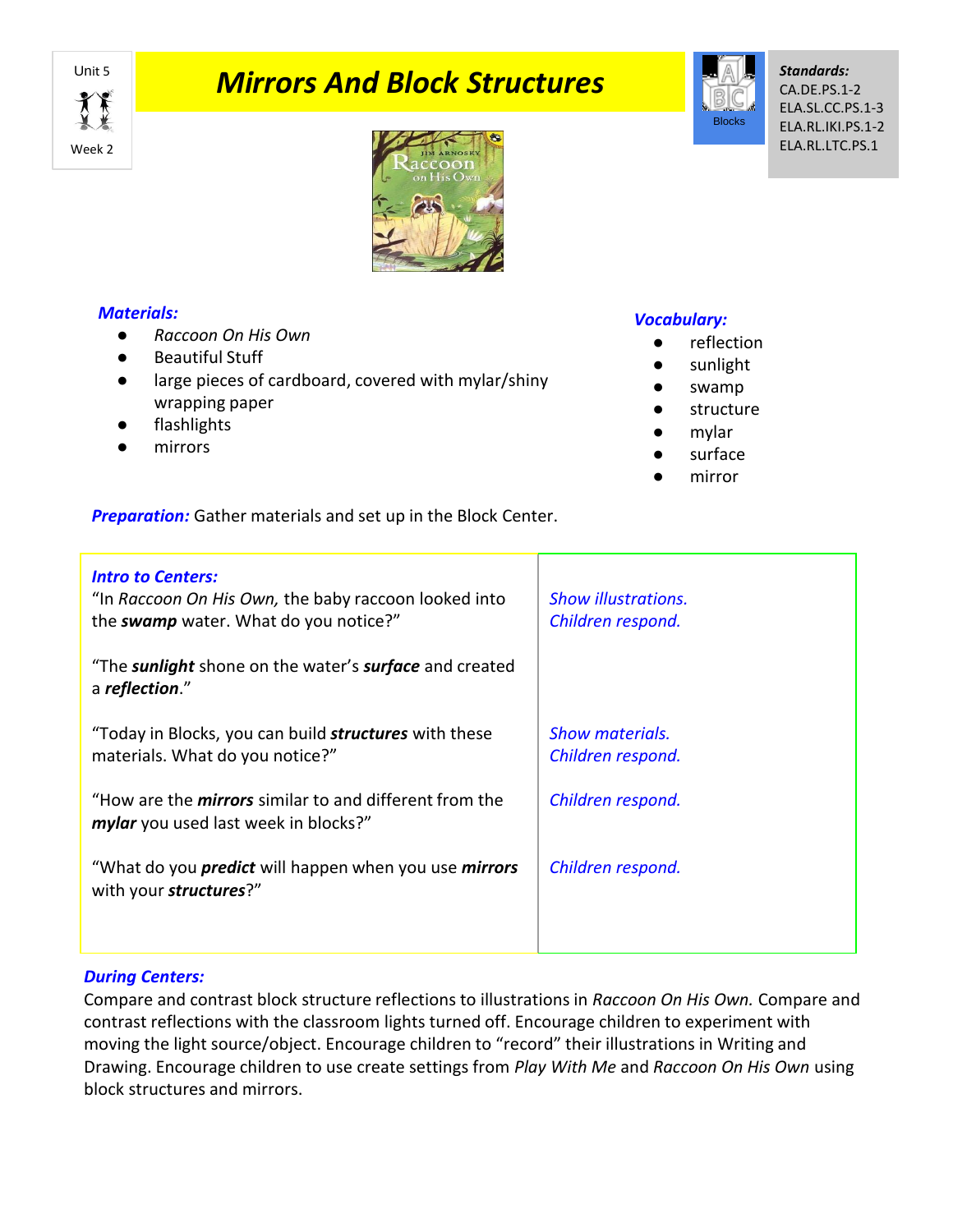Unit 5

Week 2

# Mirrors And Block Structures

Blocks

***Standards:***
CA.DE.PS.1-2
ELA.SL.CC.PS.1-3
ELA.RL.IKI.PS.1-2
ELA.RL.LTC.PS.1

***Materials:***

- *Raccoon On His Own*
- Beautiful Stuff
- large pieces of cardboard, covered with mylar/shiny wrapping paper
- flashlights
- mirrors

***Vocabulary:***

- reflection
- sunlight
- swamp
- structure
- mylar
- surface
- mirror

***Preparation:*** Gather materials and set up in the Block Center.

| ***Intro to Centers:*** | |
|---|---|
| "In *Raccoon On His Own,* the baby raccoon looked into the ***swamp*** water. What do you notice?" | *Show illustrations. Children respond.* |
| "The ***sunlight*** shone on the water's ***surface*** and created a ***reflection***." | |
| "Today in Blocks, you can build ***structures*** with these materials. What do you notice?" | *Show materials. Children respond.* |
| "How are the ***mirrors*** similar to and different from the ***mylar*** you used last week in blocks?" | *Children respond.* |
| "What do you ***predict*** will happen when you use ***mirrors*** with your ***structures***?" | *Children respond.* |

***During Centers:***

Compare and contrast block structure reflections to illustrations in *Raccoon On His Own.* Compare and contrast reflections with the classroom lights turned off. Encourage children to experiment with moving the light source/object. Encourage children to "record" their illustrations in Writing and Drawing. Encourage children to use create settings from *Play With Me* and *Raccoon On His Own* using block structures and mirrors.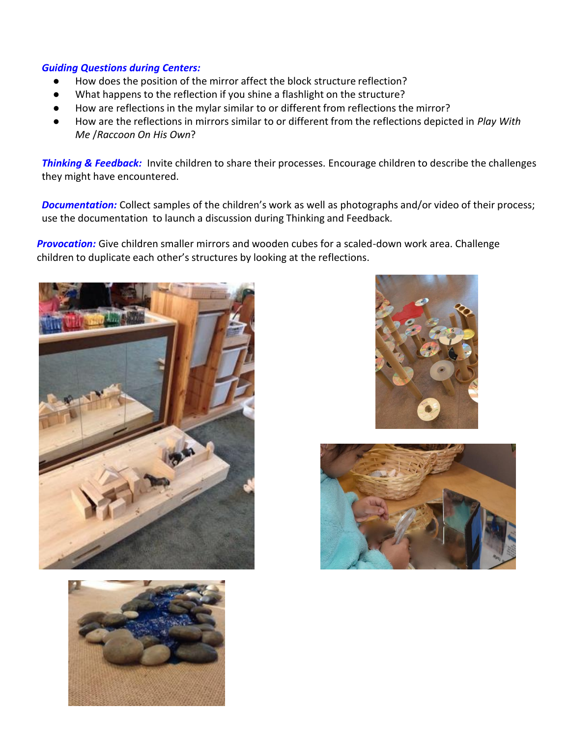***Guiding Questions during Centers:***

- How does the position of the mirror affect the block structure reflection?
- What happens to the reflection if you shine a flashlight on the structure?
- How are reflections in the mylar similar to or different from reflections the mirror?
- How are the reflections in mirrors similar to or different from the reflections depicted in *Play With Me* /*Raccoon On His Own*?

***Thinking & Feedback:*** Invite children to share their processes. Encourage children to describe the challenges they might have encountered.

***Documentation:*** Collect samples of the children's work as well as photographs and/or video of their process; use the documentation to launch a discussion during Thinking and Feedback.

***Provocation:*** Give children smaller mirrors and wooden cubes for a scaled-down work area. Challenge children to duplicate each other's structures by looking at the reflections.